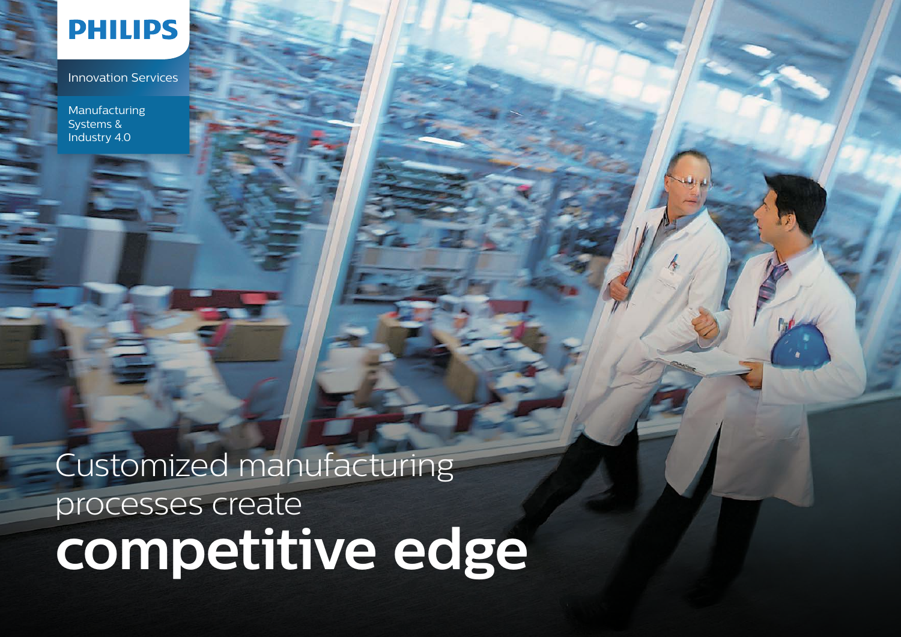PHILIPS

Innovation Services

Manufacturing Systems & Industry 4.0

# Customized manufacturing processes create **competitive edge**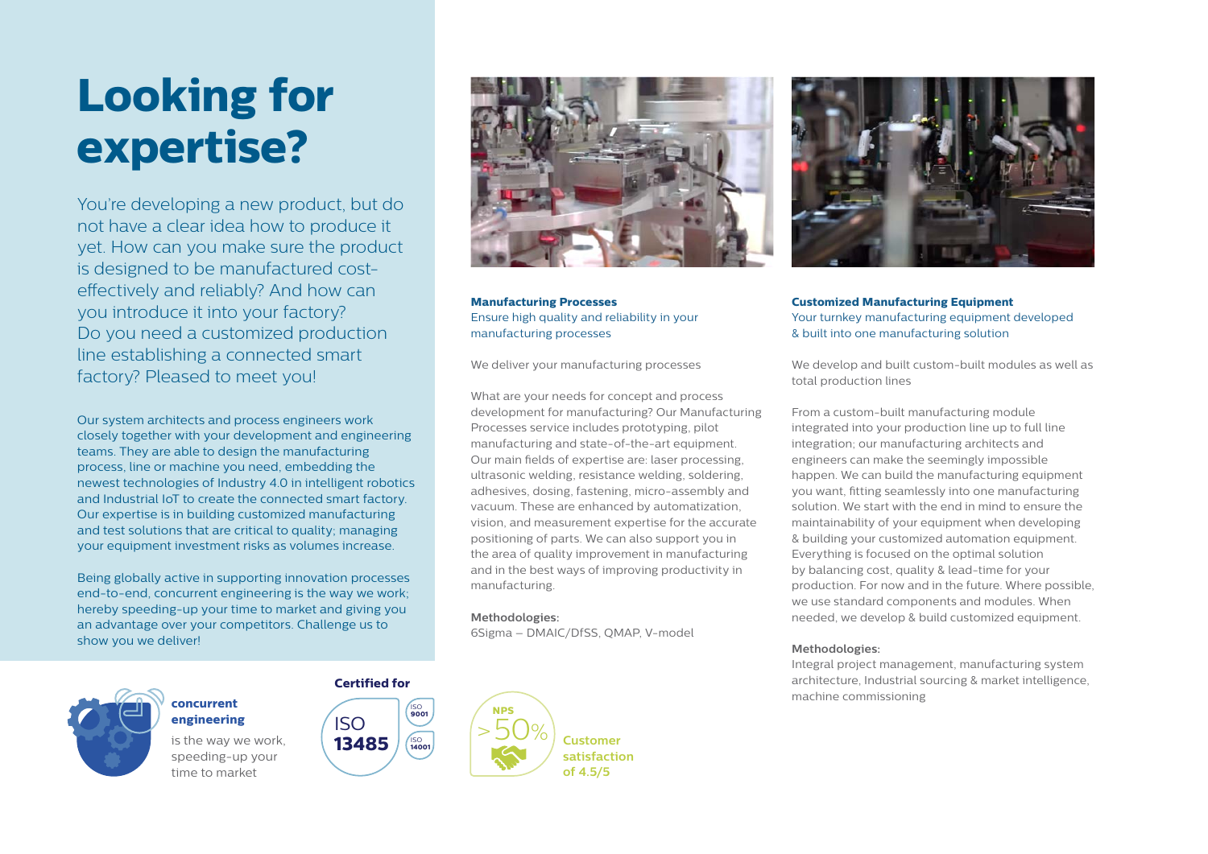# Looking for expertise?

You're developing a new product, but do not have a clear idea how to produce it yet. How can you make sure the product is designed to be manufactured cost-effectively and reliably? And how can you introduce it into your factory? Do you need a customized production line establishing a connected smart factory? Pleased to meet you!

Our system architects and process engineers work closely together with your development and engineering teams. They are able to design the manufacturing process, line or machine you need, embedding the newest technologies of Industry 4.0 in intelligent robotics and Industrial IoT to create the connected smart factory. Our expertise is in building customized manufacturing and test solutions that are critical to quality; managing your equipment investment risks as volumes increase.

Being globally active in supporting innovation processes end-to-end, concurrent engineering is the way we work; hereby speeding-up your time to market and giving you an advantage over your competitors. Challenge us to show you we deliver!

**concurrent engineering** is the way we work, speeding-up your time to market

**Certified for**

ISO **13485**

ISO **9001**

ISO **14001**

**NPS** >50%

**Customer satisfaction of 4.5/5**

### Manufacturing Processes

Ensure high quality and reliability in your manufacturing processes

We deliver your manufacturing processes

What are your needs for concept and process development for manufacturing? Our Manufacturing Processes service includes prototyping, pilot manufacturing and state-of-the-art equipment. Our main fields of expertise are: laser processing, ultrasonic welding, resistance welding, soldering, adhesives, dosing, fastening, micro-assembly and vacuum. These are enhanced by automatization, vision, and measurement expertise for the accurate positioning of parts. We can also support you in the area of quality improvement in manufacturing and in the best ways of improving productivity in manufacturing.

**Methodologies:**
6Sigma – DMAIC/DfSS, QMAP, V-model

### Customized Manufacturing Equipment

Your turnkey manufacturing equipment developed & built into one manufacturing solution

We develop and built custom-built modules as well as total production lines

From a custom-built manufacturing module integrated into your production line up to full line integration; our manufacturing architects and engineers can make the seemingly impossible happen. We can build the manufacturing equipment you want, fitting seamlessly into one manufacturing solution. We start with the end in mind to ensure the maintainability of your equipment when developing & building your customized automation equipment. Everything is focused on the optimal solution by balancing cost, quality & lead-time for your production. For now and in the future. Where possible, we use standard components and modules. When needed, we develop & build customized equipment.

**Methodologies:**
Integral project management, manufacturing system architecture, Industrial sourcing & market intelligence, machine commissioning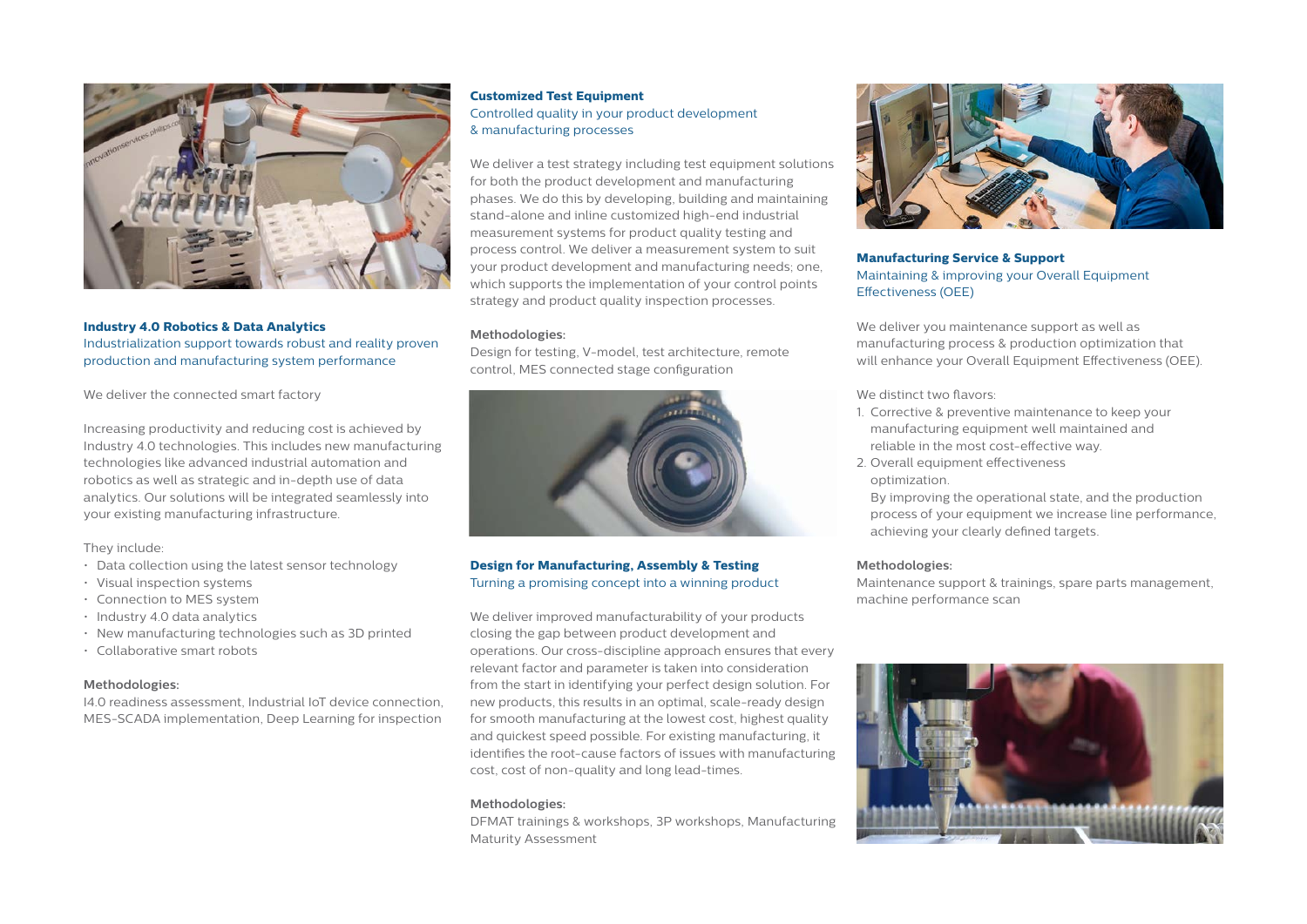## Industry 4.0 Robotics & Data Analytics

Industrialization support towards robust and reality proven production and manufacturing system performance

We deliver the connected smart factory

Increasing productivity and reducing cost is achieved by Industry 4.0 technologies. This includes new manufacturing technologies like advanced industrial automation and robotics as well as strategic and in-depth use of data analytics. Our solutions will be integrated seamlessly into your existing manufacturing infrastructure.

They include:

- Data collection using the latest sensor technology
- Visual inspection systems
- Connection to MES system
- Industry 4.0 data analytics
- New manufacturing technologies such as 3D printed
- Collaborative smart robots

**Methodologies:**

I4.0 readiness assessment, Industrial IoT device connection, MES-SCADA implementation, Deep Learning for inspection

## Customized Test Equipment

Controlled quality in your product development & manufacturing processes

We deliver a test strategy including test equipment solutions for both the product development and manufacturing phases. We do this by developing, building and maintaining stand-alone and inline customized high-end industrial measurement systems for product quality testing and process control. We deliver a measurement system to suit your product development and manufacturing needs; one, which supports the implementation of your control points strategy and product quality inspection processes.

**Methodologies:**

Design for testing, V-model, test architecture, remote control, MES connected stage configuration

## Design for Manufacturing, Assembly & Testing

Turning a promising concept into a winning product

We deliver improved manufacturability of your products closing the gap between product development and operations. Our cross-discipline approach ensures that every relevant factor and parameter is taken into consideration from the start in identifying your perfect design solution. For new products, this results in an optimal, scale-ready design for smooth manufacturing at the lowest cost, highest quality and quickest speed possible. For existing manufacturing, it identifies the root-cause factors of issues with manufacturing cost, cost of non-quality and long lead-times.

**Methodologies:**

DFMAT trainings & workshops, 3P workshops, Manufacturing Maturity Assessment

## Manufacturing Service & Support

Maintaining & improving your Overall Equipment Effectiveness (OEE)

We deliver you maintenance support as well as manufacturing process & production optimization that will enhance your Overall Equipment Effectiveness (OEE).

We distinct two flavors:

1. Corrective & preventive maintenance to keep your manufacturing equipment well maintained and reliable in the most cost-effective way.
2. Overall equipment effectiveness optimization.
   By improving the operational state, and the production process of your equipment we increase line performance, achieving your clearly defined targets.

**Methodologies:**

Maintenance support & trainings, spare parts management, machine performance scan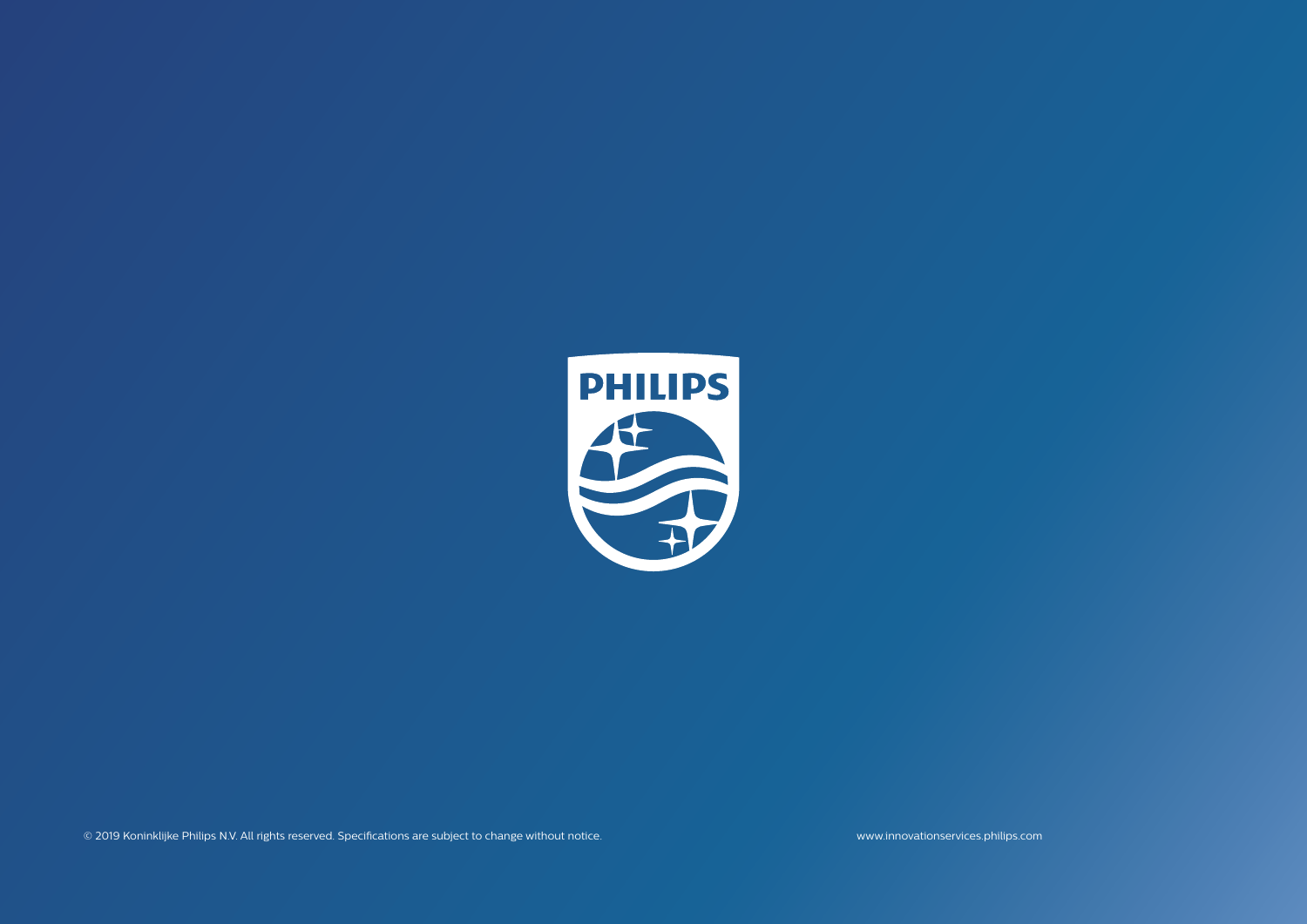PHILIPS

© 2019 Koninklijke Philips N.V. All rights reserved. Specifications are subject to change without notice.

www.innovationservices.philips.com